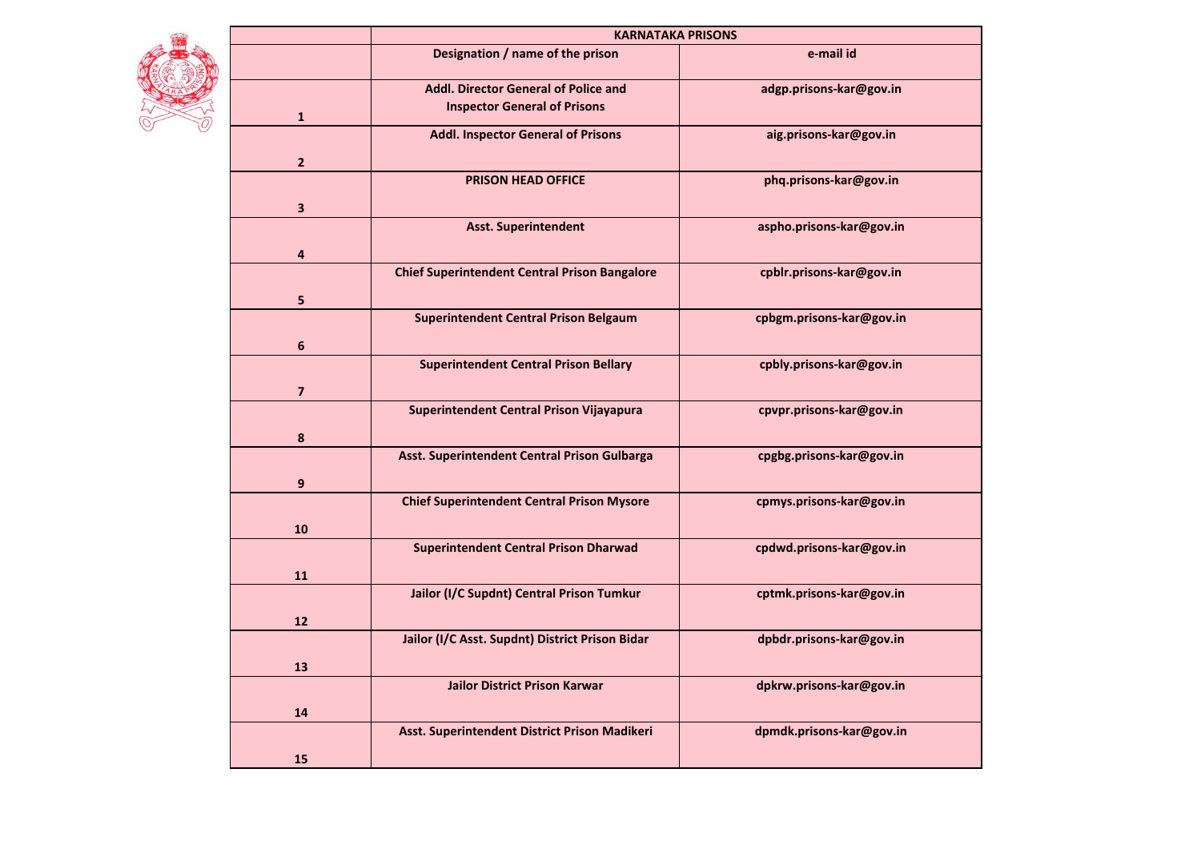|  | KARNATAKA PRISONS |  |
|---|---|---|
|  | Designation / name of the prison | e-mail id |
| 1 | Addl. Director General of Police and Inspector General of Prisons | adgp.prisons-kar@gov.in |
| 2 | Addl. Inspector General of Prisons | aig.prisons-kar@gov.in |
| 3 | PRISON HEAD OFFICE | phq.prisons-kar@gov.in |
| 4 | Asst. Superintendent | aspho.prisons-kar@gov.in |
| 5 | Chief Superintendent Central Prison Bangalore | cpblr.prisons-kar@gov.in |
| 6 | Superintendent Central Prison Belgaum | cpbgm.prisons-kar@gov.in |
| 7 | Superintendent Central Prison Bellary | cpbly.prisons-kar@gov.in |
| 8 | Superintendent Central Prison Vijayapura | cpvpr.prisons-kar@gov.in |
| 9 | Asst. Superintendent Central Prison Gulbarga | cpgbg.prisons-kar@gov.in |
| 10 | Chief Superintendent Central Prison Mysore | cpmys.prisons-kar@gov.in |
| 11 | Superintendent Central Prison Dharwad | cpdwd.prisons-kar@gov.in |
| 12 | Jailor (I/C Supdnt) Central Prison Tumkur | cptmk.prisons-kar@gov.in |
| 13 | Jailor (I/C Asst. Supdnt) District Prison Bidar | dpbdr.prisons-kar@gov.in |
| 14 | Jailor District Prison Karwar | dpkrw.prisons-kar@gov.in |
| 15 | Asst. Superintendent District Prison Madikeri | dpmdk.prisons-kar@gov.in |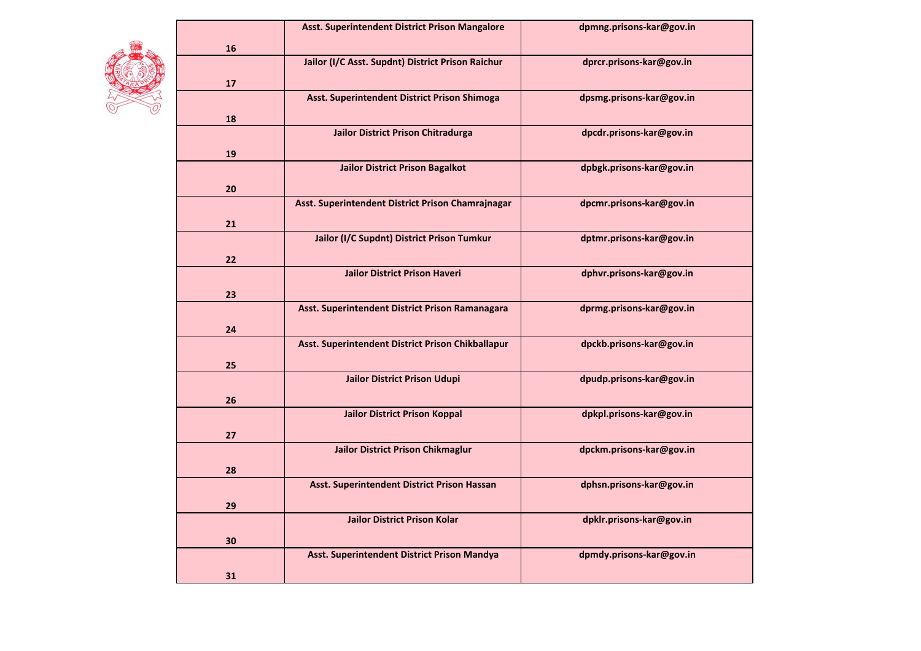| | | |
|---|---|---|
| 16 | Asst. Superintendent District Prison Mangalore | dpmng.prisons-kar@gov.in |
| 17 | Jailor (I/C Asst. Supdnt) District Prison Raichur | dprcr.prisons-kar@gov.in |
| 18 | Asst. Superintendent District Prison Shimoga | dpsmg.prisons-kar@gov.in |
| 19 | Jailor District Prison Chitradurga | dpcdr.prisons-kar@gov.in |
| 20 | Jailor District Prison Bagalkot | dpbgk.prisons-kar@gov.in |
| 21 | Asst. Superintendent District Prison Chamrajnagar | dpcmr.prisons-kar@gov.in |
| 22 | Jailor (I/C Supdnt) District Prison Tumkur | dptmr.prisons-kar@gov.in |
| 23 | Jailor District Prison Haveri | dphvr.prisons-kar@gov.in |
| 24 | Asst. Superintendent District Prison Ramanagara | dprmg.prisons-kar@gov.in |
| 25 | Asst. Superintendent District Prison Chikballapur | dpckb.prisons-kar@gov.in |
| 26 | Jailor District Prison Udupi | dpudp.prisons-kar@gov.in |
| 27 | Jailor District Prison Koppal | dpkpl.prisons-kar@gov.in |
| 28 | Jailor District Prison Chikmaglur | dpckm.prisons-kar@gov.in |
| 29 | Asst. Superintendent District Prison Hassan | dphsn.prisons-kar@gov.in |
| 30 | Jailor District Prison Kolar | dpklr.prisons-kar@gov.in |
| 31 | Asst. Superintendent District Prison Mandya | dpmdy.prisons-kar@gov.in |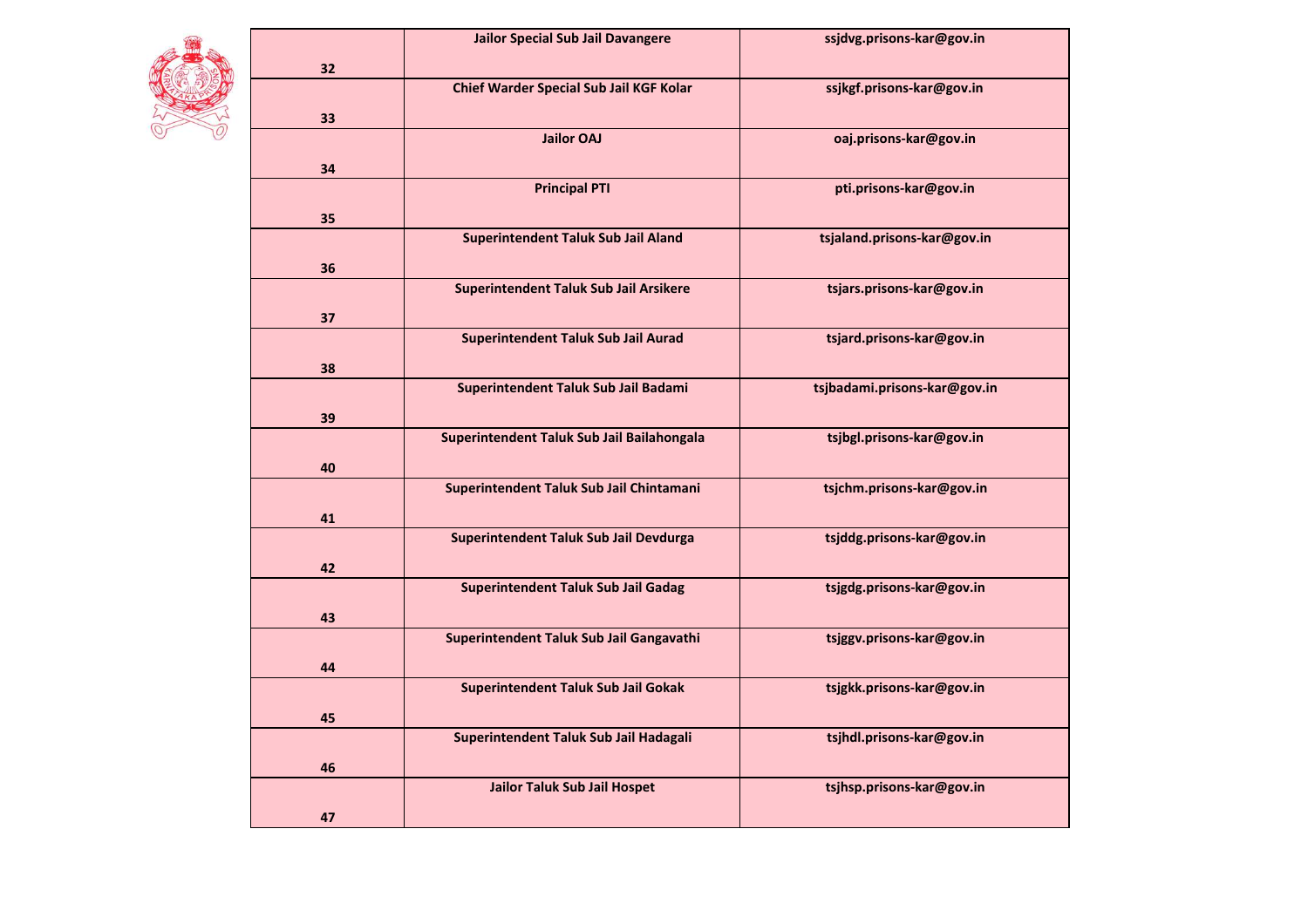| | | |
|---|---|---|
| 32 | **Jailor Special Sub Jail Davangere** | **ssjdvg.prisons-kar@gov.in** |
| 33 | **Chief Warder Special Sub Jail KGF Kolar** | **ssjkgf.prisons-kar@gov.in** |
| 34 | **Jailor OAJ** | **oaj.prisons-kar@gov.in** |
| 35 | **Principal PTI** | **pti.prisons-kar@gov.in** |
| 36 | **Superintendent Taluk Sub Jail Aland** | **tsjaland.prisons-kar@gov.in** |
| 37 | **Superintendent Taluk Sub Jail Arsikere** | **tsjars.prisons-kar@gov.in** |
| 38 | **Superintendent Taluk Sub Jail Aurad** | **tsjard.prisons-kar@gov.in** |
| 39 | **Superintendent Taluk Sub Jail Badami** | **tsjbadami.prisons-kar@gov.in** |
| 40 | **Superintendent Taluk Sub Jail Bailahongala** | **tsjbgl.prisons-kar@gov.in** |
| 41 | **Superintendent Taluk Sub Jail Chintamani** | **tsjchm.prisons-kar@gov.in** |
| 42 | **Superintendent Taluk Sub Jail Devdurga** | **tsjddg.prisons-kar@gov.in** |
| 43 | **Superintendent Taluk Sub Jail Gadag** | **tsjgdg.prisons-kar@gov.in** |
| 44 | **Superintendent Taluk Sub Jail Gangavathi** | **tsjggv.prisons-kar@gov.in** |
| 45 | **Superintendent Taluk Sub Jail Gokak** | **tsjgkk.prisons-kar@gov.in** |
| 46 | **Superintendent Taluk Sub Jail Hadagali** | **tsjhdl.prisons-kar@gov.in** |
| 47 | **Jailor Taluk Sub Jail Hospet** | **tsjhsp.prisons-kar@gov.in** |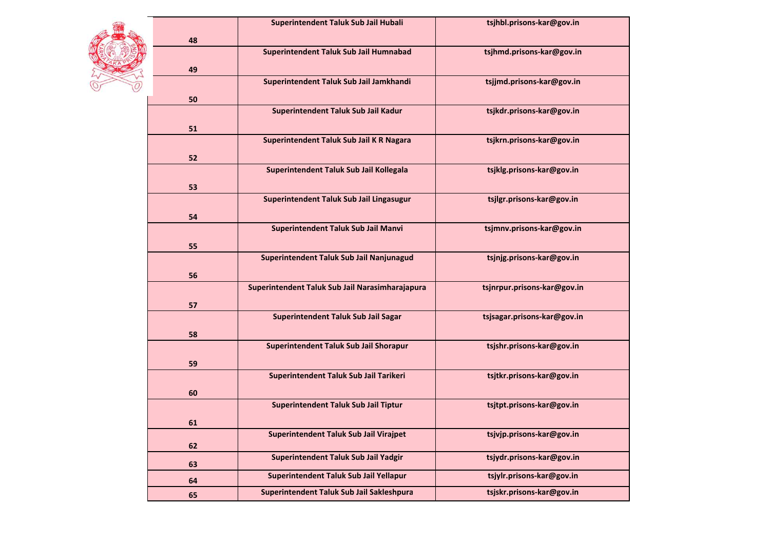| | | |
|---|---|---|
| 48 | **Superintendent Taluk Sub Jail Hubali** | **tsjhbl.prisons-kar@gov.in** |
| 49 | **Superintendent Taluk Sub Jail Humnabad** | **tsjhmd.prisons-kar@gov.in** |
| 50 | **Superintendent Taluk Sub Jail Jamkhandi** | **tsjjmd.prisons-kar@gov.in** |
| 51 | **Superintendent Taluk Sub Jail Kadur** | **tsjkdr.prisons-kar@gov.in** |
| 52 | **Superintendent Taluk Sub Jail K R Nagara** | **tsjkrn.prisons-kar@gov.in** |
| 53 | **Superintendent Taluk Sub Jail Kollegala** | **tsjklg.prisons-kar@gov.in** |
| 54 | **Superintendent Taluk Sub Jail Lingasugur** | **tsjlgr.prisons-kar@gov.in** |
| 55 | **Superintendent Taluk Sub Jail Manvi** | **tsjmnv.prisons-kar@gov.in** |
| 56 | **Superintendent Taluk Sub Jail Nanjunagud** | **tsjnjg.prisons-kar@gov.in** |
| 57 | **Superintendent Taluk Sub Jail Narasimharajapura** | **tsjnrpur.prisons-kar@gov.in** |
| 58 | **Superintendent Taluk Sub Jail Sagar** | **tsjsagar.prisons-kar@gov.in** |
| 59 | **Superintendent Taluk Sub Jail Shorapur** | **tsjshr.prisons-kar@gov.in** |
| 60 | **Superintendent Taluk Sub Jail Tarikeri** | **tsjtkr.prisons-kar@gov.in** |
| 61 | **Superintendent Taluk Sub Jail Tiptur** | **tsjtpt.prisons-kar@gov.in** |
| 62 | **Superintendent Taluk Sub Jail Virajpet** | **tsjvjp.prisons-kar@gov.in** |
| 63 | **Superintendent Taluk Sub Jail Yadgir** | **tsjydr.prisons-kar@gov.in** |
| 64 | **Superintendent Taluk Sub Jail Yellapur** | **tsjylr.prisons-kar@gov.in** |
| 65 | **Superintendent Taluk Sub Jail Sakleshpura** | **tsjskr.prisons-kar@gov.in** |